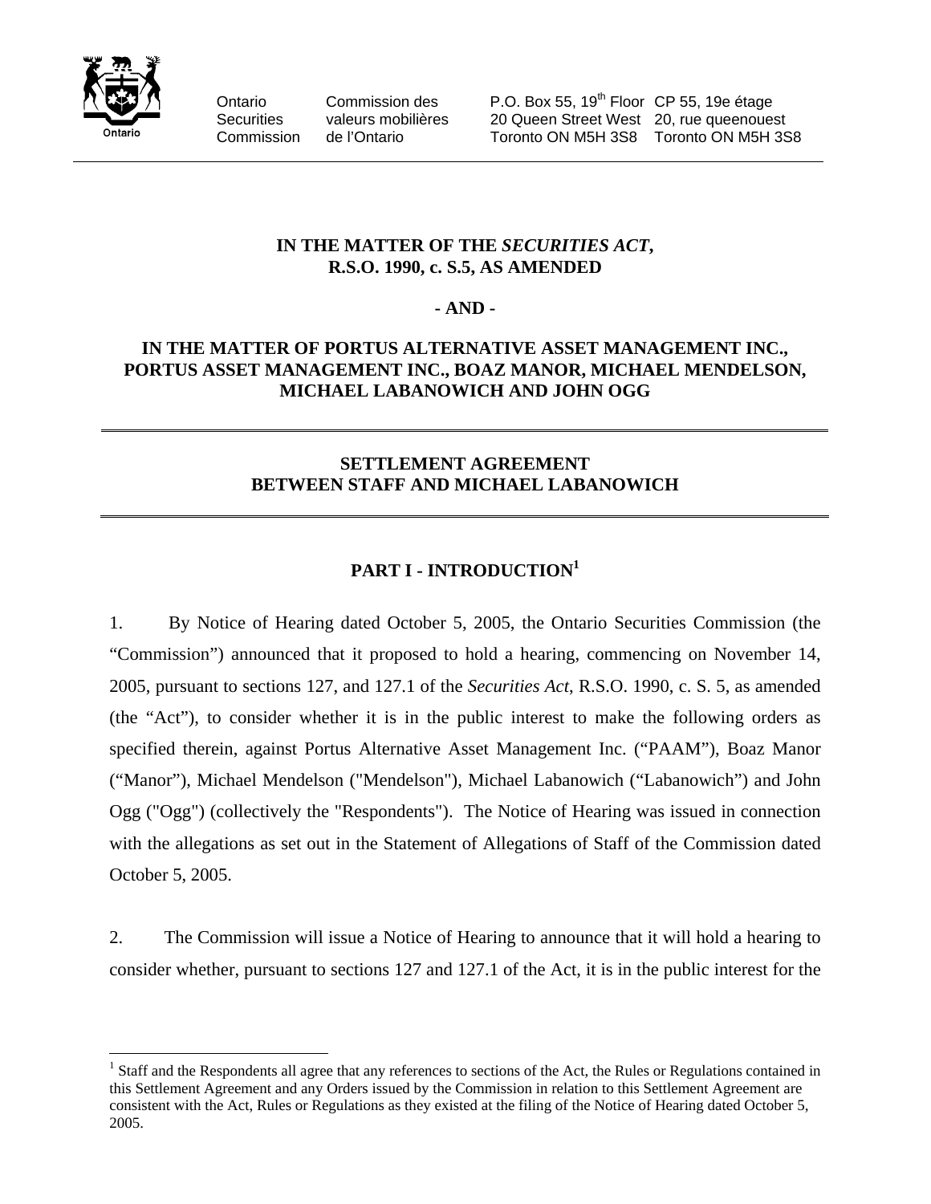Ontario Securities Commission | Commission des valeurs mobilières de l'Ontario | P.O. Box 55, 19th Floor 20 Queen Street West Toronto ON M5H 3S8 | CP 55, 19e étage 20, rue queenouest Toronto ON M5H 3S8

**IN THE MATTER OF THE *SECURITIES ACT*, R.S.O. 1990, c. S.5, AS AMENDED**

**- AND -**

**IN THE MATTER OF PORTUS ALTERNATIVE ASSET MANAGEMENT INC., PORTUS ASSET MANAGEMENT INC., BOAZ MANOR, MICHAEL MENDELSON, MICHAEL LABANOWICH AND JOHN OGG**

---

**SETTLEMENT AGREEMENT BETWEEN STAFF AND MICHAEL LABANOWICH**

---

## PART I - INTRODUCTION[1]

1. By Notice of Hearing dated October 5, 2005, the Ontario Securities Commission (the "Commission") announced that it proposed to hold a hearing, commencing on November 14, 2005, pursuant to sections 127, and 127.1 of the *Securities Act*, R.S.O. 1990, c. S. 5, as amended (the "Act"), to consider whether it is in the public interest to make the following orders as specified therein, against Portus Alternative Asset Management Inc. ("PAAM"), Boaz Manor ("Manor"), Michael Mendelson ("Mendelson"), Michael Labanowich ("Labanowich") and John Ogg ("Ogg") (collectively the "Respondents"). The Notice of Hearing was issued in connection with the allegations as set out in the Statement of Allegations of Staff of the Commission dated October 5, 2005.

2. The Commission will issue a Notice of Hearing to announce that it will hold a hearing to consider whether, pursuant to sections 127 and 127.1 of the Act, it is in the public interest for the

[1] Staff and the Respondents all agree that any references to sections of the Act, the Rules or Regulations contained in this Settlement Agreement and any Orders issued by the Commission in relation to this Settlement Agreement are consistent with the Act, Rules or Regulations as they existed at the filing of the Notice of Hearing dated October 5, 2005.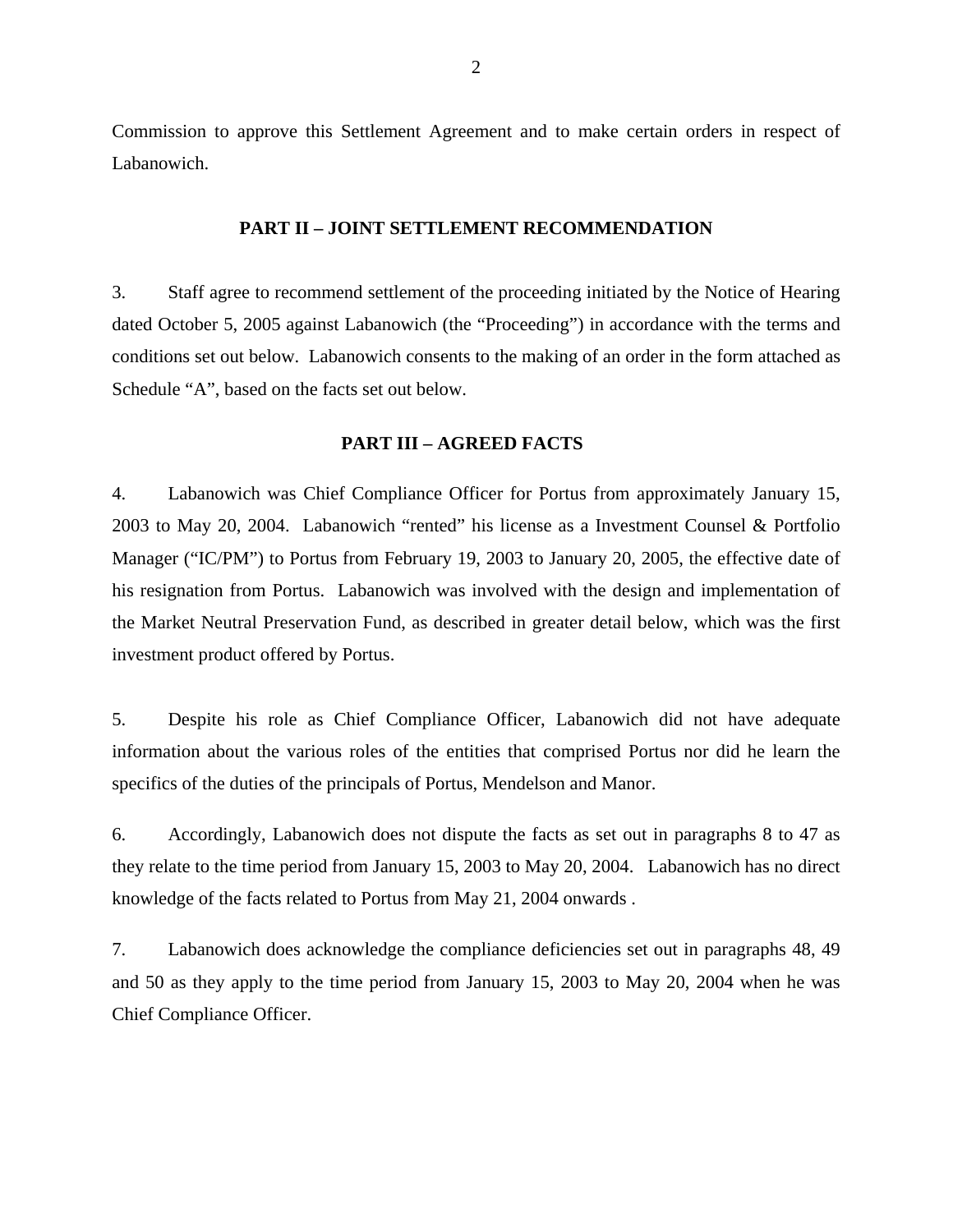Commission to approve this Settlement Agreement and to make certain orders in respect of Labanowich.

## PART II – JOINT SETTLEMENT RECOMMENDATION

3. Staff agree to recommend settlement of the proceeding initiated by the Notice of Hearing dated October 5, 2005 against Labanowich (the "Proceeding") in accordance with the terms and conditions set out below. Labanowich consents to the making of an order in the form attached as Schedule "A", based on the facts set out below.

## PART III – AGREED FACTS

4. Labanowich was Chief Compliance Officer for Portus from approximately January 15, 2003 to May 20, 2004. Labanowich "rented" his license as a Investment Counsel & Portfolio Manager ("IC/PM") to Portus from February 19, 2003 to January 20, 2005, the effective date of his resignation from Portus. Labanowich was involved with the design and implementation of the Market Neutral Preservation Fund, as described in greater detail below, which was the first investment product offered by Portus.

5. Despite his role as Chief Compliance Officer, Labanowich did not have adequate information about the various roles of the entities that comprised Portus nor did he learn the specifics of the duties of the principals of Portus, Mendelson and Manor.

6. Accordingly, Labanowich does not dispute the facts as set out in paragraphs 8 to 47 as they relate to the time period from January 15, 2003 to May 20, 2004. Labanowich has no direct knowledge of the facts related to Portus from May 21, 2004 onwards .

7. Labanowich does acknowledge the compliance deficiencies set out in paragraphs 48, 49 and 50 as they apply to the time period from January 15, 2003 to May 20, 2004 when he was Chief Compliance Officer.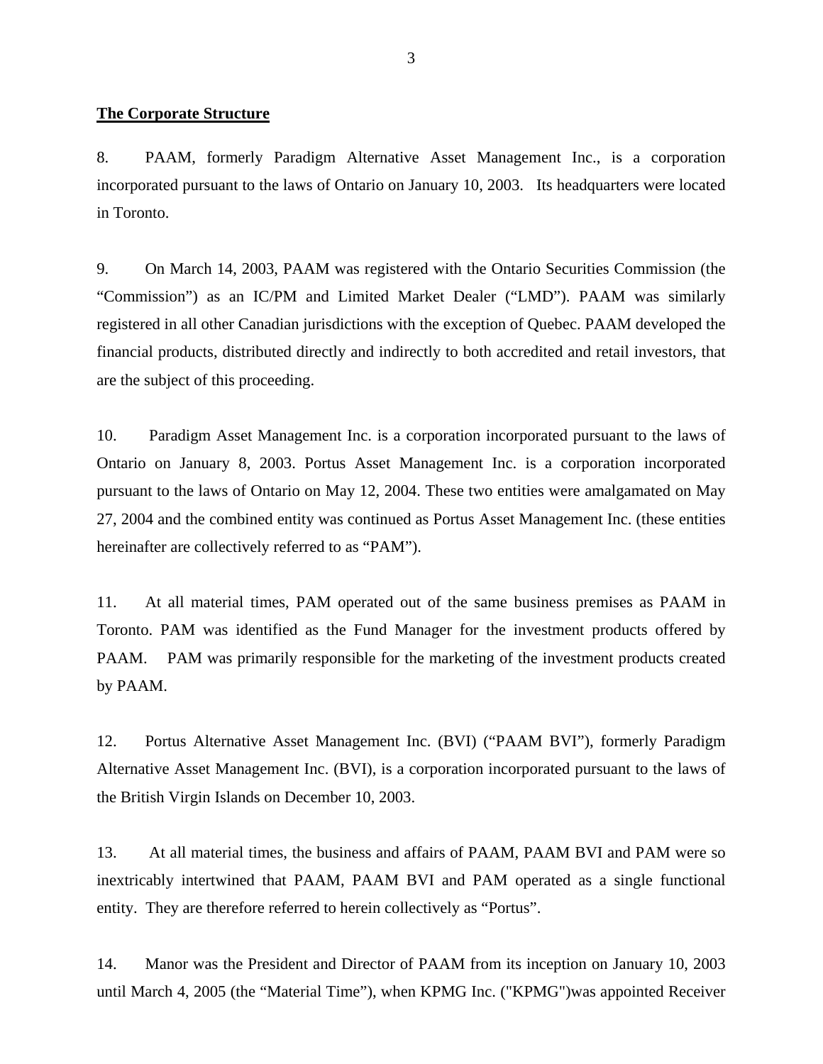**The Corporate Structure**

8. PAAM, formerly Paradigm Alternative Asset Management Inc., is a corporation incorporated pursuant to the laws of Ontario on January 10, 2003. Its headquarters were located in Toronto.

9. On March 14, 2003, PAAM was registered with the Ontario Securities Commission (the "Commission") as an IC/PM and Limited Market Dealer ("LMD"). PAAM was similarly registered in all other Canadian jurisdictions with the exception of Quebec. PAAM developed the financial products, distributed directly and indirectly to both accredited and retail investors, that are the subject of this proceeding.

10. Paradigm Asset Management Inc. is a corporation incorporated pursuant to the laws of Ontario on January 8, 2003. Portus Asset Management Inc. is a corporation incorporated pursuant to the laws of Ontario on May 12, 2004. These two entities were amalgamated on May 27, 2004 and the combined entity was continued as Portus Asset Management Inc. (these entities hereinafter are collectively referred to as "PAM").

11. At all material times, PAM operated out of the same business premises as PAAM in Toronto. PAM was identified as the Fund Manager for the investment products offered by PAAM. PAM was primarily responsible for the marketing of the investment products created by PAAM.

12. Portus Alternative Asset Management Inc. (BVI) ("PAAM BVI"), formerly Paradigm Alternative Asset Management Inc. (BVI), is a corporation incorporated pursuant to the laws of the British Virgin Islands on December 10, 2003.

13. At all material times, the business and affairs of PAAM, PAAM BVI and PAM were so inextricably intertwined that PAAM, PAAM BVI and PAM operated as a single functional entity. They are therefore referred to herein collectively as "Portus".

14. Manor was the President and Director of PAAM from its inception on January 10, 2003 until March 4, 2005 (the "Material Time"), when KPMG Inc. ("KPMG")was appointed Receiver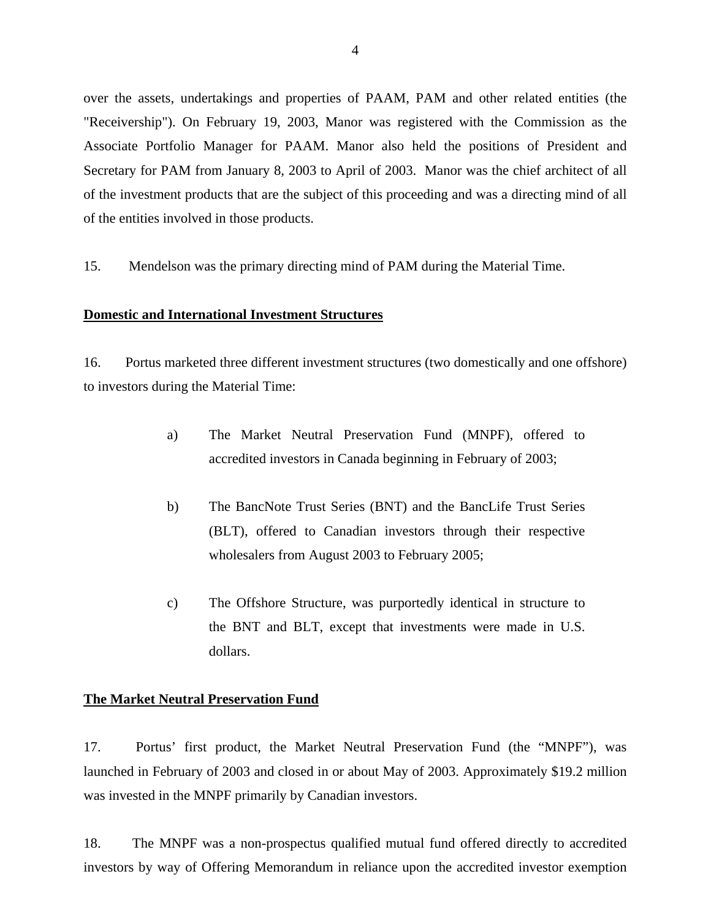over the assets, undertakings and properties of PAAM, PAM and other related entities (the "Receivership"). On February 19, 2003, Manor was registered with the Commission as the Associate Portfolio Manager for PAAM. Manor also held the positions of President and Secretary for PAM from January 8, 2003 to April of 2003. Manor was the chief architect of all of the investment products that are the subject of this proceeding and was a directing mind of all of the entities involved in those products.

15. Mendelson was the primary directing mind of PAM during the Material Time.

**Domestic and International Investment Structures**

16. Portus marketed three different investment structures (two domestically and one offshore) to investors during the Material Time:

a) The Market Neutral Preservation Fund (MNPF), offered to accredited investors in Canada beginning in February of 2003;

b) The BancNote Trust Series (BNT) and the BancLife Trust Series (BLT), offered to Canadian investors through their respective wholesalers from August 2003 to February 2005;

c) The Offshore Structure, was purportedly identical in structure to the BNT and BLT, except that investments were made in U.S. dollars.

**The Market Neutral Preservation Fund**

17. Portus' first product, the Market Neutral Preservation Fund (the "MNPF"), was launched in February of 2003 and closed in or about May of 2003. Approximately $19.2 million was invested in the MNPF primarily by Canadian investors.

18. The MNPF was a non-prospectus qualified mutual fund offered directly to accredited investors by way of Offering Memorandum in reliance upon the accredited investor exemption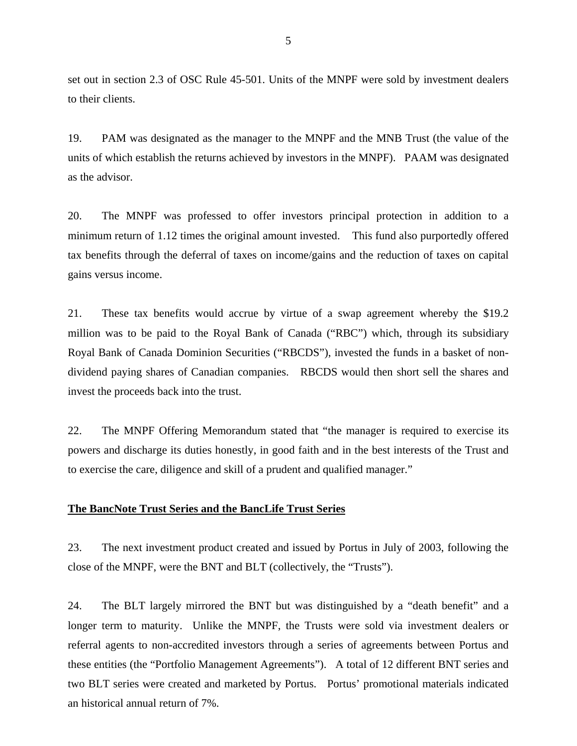set out in section 2.3 of OSC Rule 45-501. Units of the MNPF were sold by investment dealers to their clients.

19. PAM was designated as the manager to the MNPF and the MNB Trust (the value of the units of which establish the returns achieved by investors in the MNPF). PAAM was designated as the advisor.

20. The MNPF was professed to offer investors principal protection in addition to a minimum return of 1.12 times the original amount invested. This fund also purportedly offered tax benefits through the deferral of taxes on income/gains and the reduction of taxes on capital gains versus income.

21. These tax benefits would accrue by virtue of a swap agreement whereby the $19.2 million was to be paid to the Royal Bank of Canada ("RBC") which, through its subsidiary Royal Bank of Canada Dominion Securities ("RBCDS"), invested the funds in a basket of non-dividend paying shares of Canadian companies. RBCDS would then short sell the shares and invest the proceeds back into the trust.

22. The MNPF Offering Memorandum stated that "the manager is required to exercise its powers and discharge its duties honestly, in good faith and in the best interests of the Trust and to exercise the care, diligence and skill of a prudent and qualified manager."

**The BancNote Trust Series and the BancLife Trust Series**

23. The next investment product created and issued by Portus in July of 2003, following the close of the MNPF, were the BNT and BLT (collectively, the "Trusts").

24. The BLT largely mirrored the BNT but was distinguished by a "death benefit" and a longer term to maturity. Unlike the MNPF, the Trusts were sold via investment dealers or referral agents to non-accredited investors through a series of agreements between Portus and these entities (the "Portfolio Management Agreements"). A total of 12 different BNT series and two BLT series were created and marketed by Portus. Portus' promotional materials indicated an historical annual return of 7%.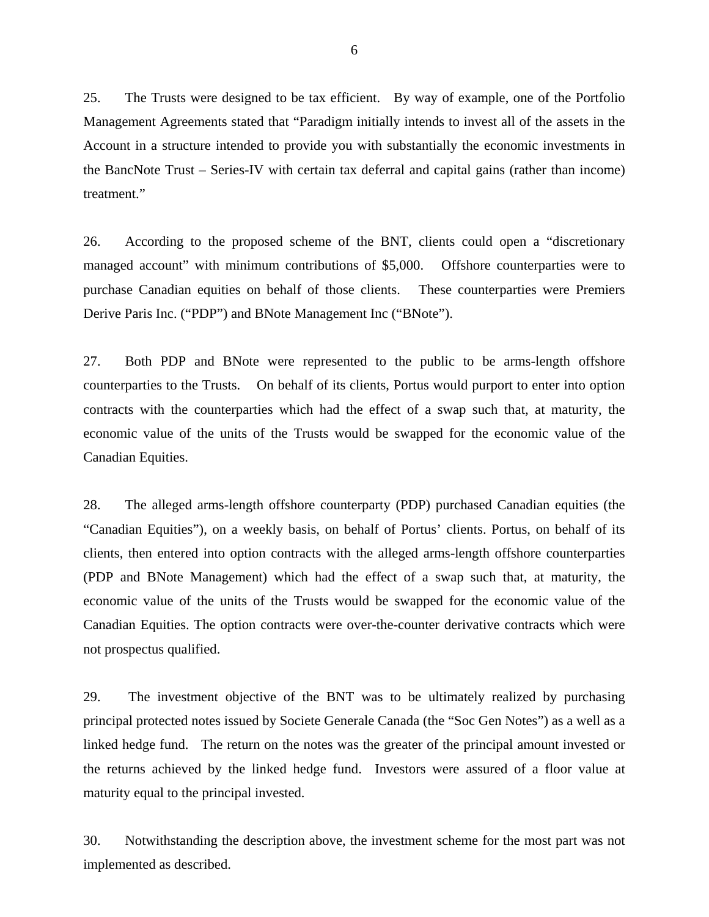25. The Trusts were designed to be tax efficient. By way of example, one of the Portfolio Management Agreements stated that "Paradigm initially intends to invest all of the assets in the Account in a structure intended to provide you with substantially the economic investments in the BancNote Trust – Series-IV with certain tax deferral and capital gains (rather than income) treatment."

26. According to the proposed scheme of the BNT, clients could open a "discretionary managed account" with minimum contributions of $5,000. Offshore counterparties were to purchase Canadian equities on behalf of those clients. These counterparties were Premiers Derive Paris Inc. ("PDP") and BNote Management Inc ("BNote").

27. Both PDP and BNote were represented to the public to be arms-length offshore counterparties to the Trusts. On behalf of its clients, Portus would purport to enter into option contracts with the counterparties which had the effect of a swap such that, at maturity, the economic value of the units of the Trusts would be swapped for the economic value of the Canadian Equities.

28. The alleged arms-length offshore counterparty (PDP) purchased Canadian equities (the "Canadian Equities"), on a weekly basis, on behalf of Portus' clients. Portus, on behalf of its clients, then entered into option contracts with the alleged arms-length offshore counterparties (PDP and BNote Management) which had the effect of a swap such that, at maturity, the economic value of the units of the Trusts would be swapped for the economic value of the Canadian Equities. The option contracts were over-the-counter derivative contracts which were not prospectus qualified.

29. The investment objective of the BNT was to be ultimately realized by purchasing principal protected notes issued by Societe Generale Canada (the "Soc Gen Notes") as a well as a linked hedge fund. The return on the notes was the greater of the principal amount invested or the returns achieved by the linked hedge fund. Investors were assured of a floor value at maturity equal to the principal invested.

30. Notwithstanding the description above, the investment scheme for the most part was not implemented as described.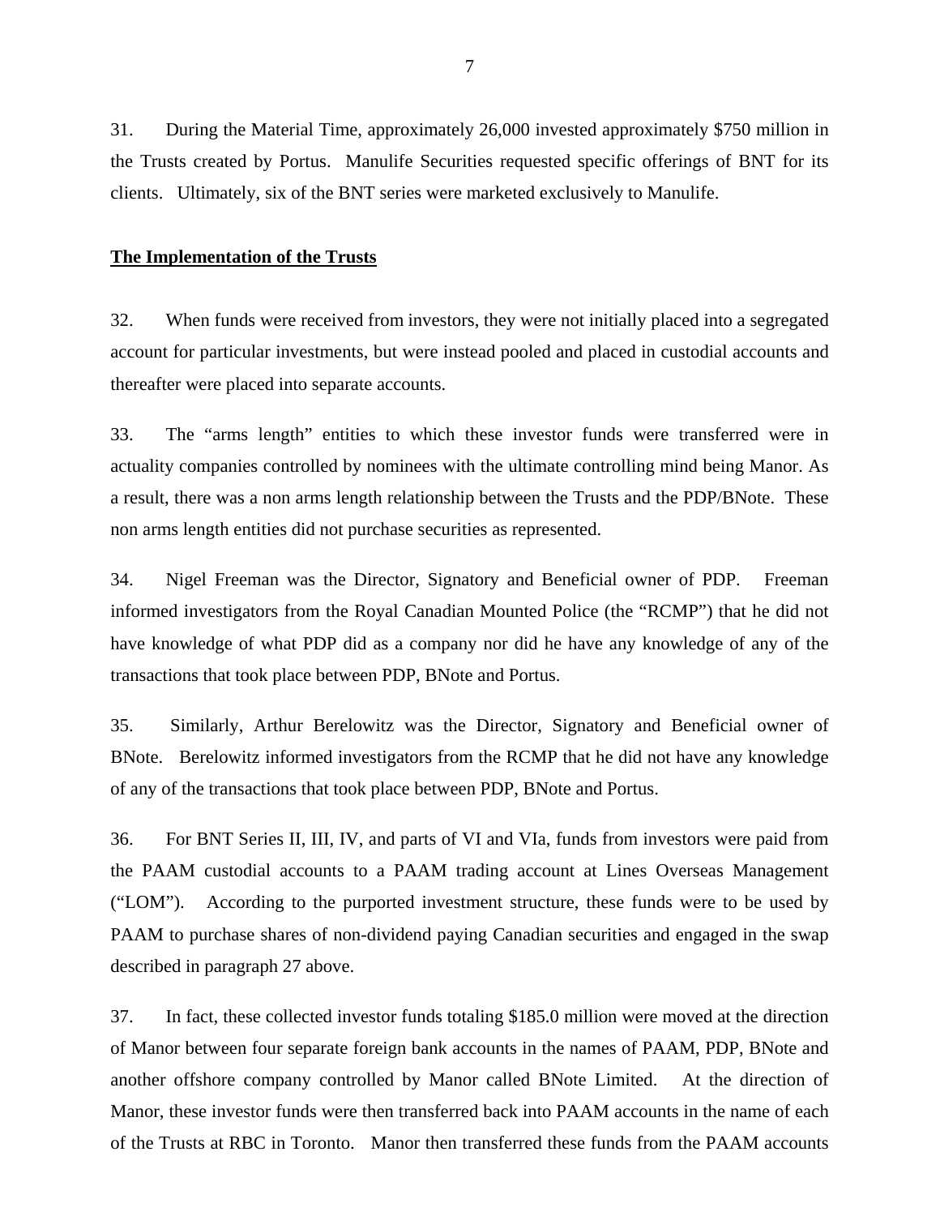31. During the Material Time, approximately 26,000 invested approximately $750 million in the Trusts created by Portus. Manulife Securities requested specific offerings of BNT for its clients. Ultimately, six of the BNT series were marketed exclusively to Manulife.

**The Implementation of the Trusts**

32. When funds were received from investors, they were not initially placed into a segregated account for particular investments, but were instead pooled and placed in custodial accounts and thereafter were placed into separate accounts.

33. The "arms length" entities to which these investor funds were transferred were in actuality companies controlled by nominees with the ultimate controlling mind being Manor. As a result, there was a non arms length relationship between the Trusts and the PDP/BNote. These non arms length entities did not purchase securities as represented.

34. Nigel Freeman was the Director, Signatory and Beneficial owner of PDP. Freeman informed investigators from the Royal Canadian Mounted Police (the "RCMP") that he did not have knowledge of what PDP did as a company nor did he have any knowledge of any of the transactions that took place between PDP, BNote and Portus.

35. Similarly, Arthur Berelowitz was the Director, Signatory and Beneficial owner of BNote. Berelowitz informed investigators from the RCMP that he did not have any knowledge of any of the transactions that took place between PDP, BNote and Portus.

36. For BNT Series II, III, IV, and parts of VI and VIa, funds from investors were paid from the PAAM custodial accounts to a PAAM trading account at Lines Overseas Management ("LOM"). According to the purported investment structure, these funds were to be used by PAAM to purchase shares of non-dividend paying Canadian securities and engaged in the swap described in paragraph 27 above.

37. In fact, these collected investor funds totaling $185.0 million were moved at the direction of Manor between four separate foreign bank accounts in the names of PAAM, PDP, BNote and another offshore company controlled by Manor called BNote Limited. At the direction of Manor, these investor funds were then transferred back into PAAM accounts in the name of each of the Trusts at RBC in Toronto. Manor then transferred these funds from the PAAM accounts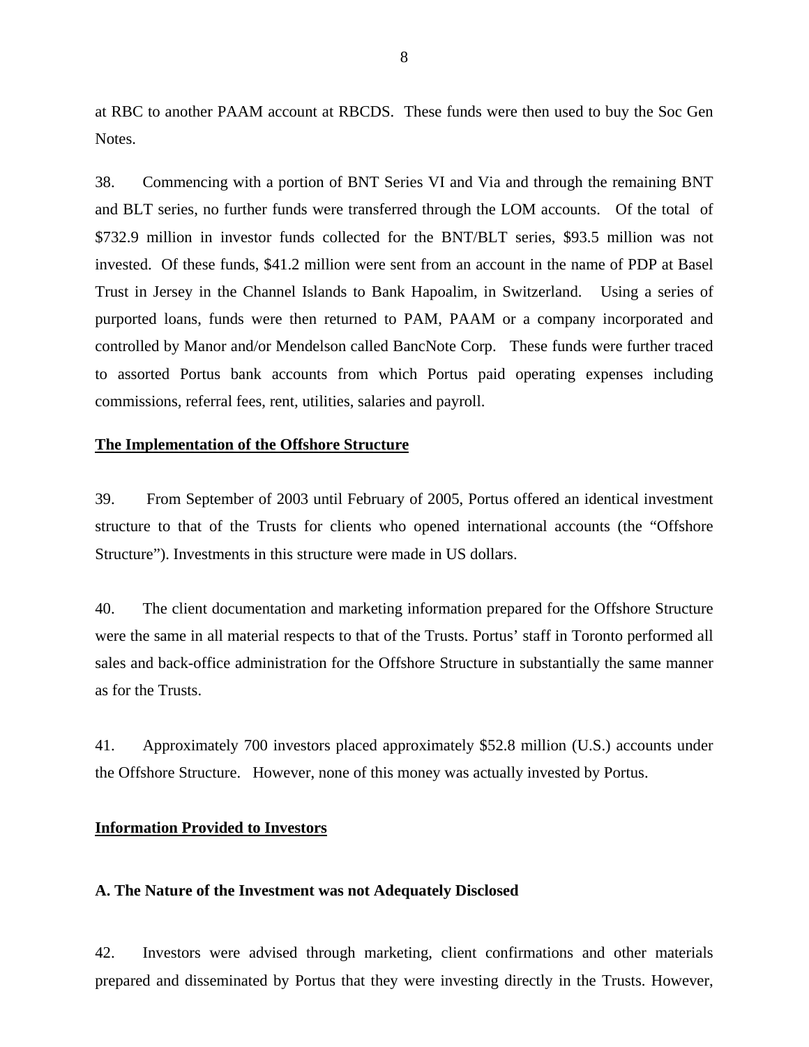at RBC to another PAAM account at RBCDS. These funds were then used to buy the Soc Gen Notes.

38. Commencing with a portion of BNT Series VI and Via and through the remaining BNT and BLT series, no further funds were transferred through the LOM accounts. Of the total of $732.9 million in investor funds collected for the BNT/BLT series, $93.5 million was not invested. Of these funds, $41.2 million were sent from an account in the name of PDP at Basel Trust in Jersey in the Channel Islands to Bank Hapoalim, in Switzerland. Using a series of purported loans, funds were then returned to PAM, PAAM or a company incorporated and controlled by Manor and/or Mendelson called BancNote Corp. These funds were further traced to assorted Portus bank accounts from which Portus paid operating expenses including commissions, referral fees, rent, utilities, salaries and payroll.

**The Implementation of the Offshore Structure**

39. From September of 2003 until February of 2005, Portus offered an identical investment structure to that of the Trusts for clients who opened international accounts (the "Offshore Structure"). Investments in this structure were made in US dollars.

40. The client documentation and marketing information prepared for the Offshore Structure were the same in all material respects to that of the Trusts. Portus' staff in Toronto performed all sales and back-office administration for the Offshore Structure in substantially the same manner as for the Trusts.

41. Approximately 700 investors placed approximately $52.8 million (U.S.) accounts under the Offshore Structure. However, none of this money was actually invested by Portus.

**Information Provided to Investors**

**A. The Nature of the Investment was not Adequately Disclosed**

42. Investors were advised through marketing, client confirmations and other materials prepared and disseminated by Portus that they were investing directly in the Trusts. However,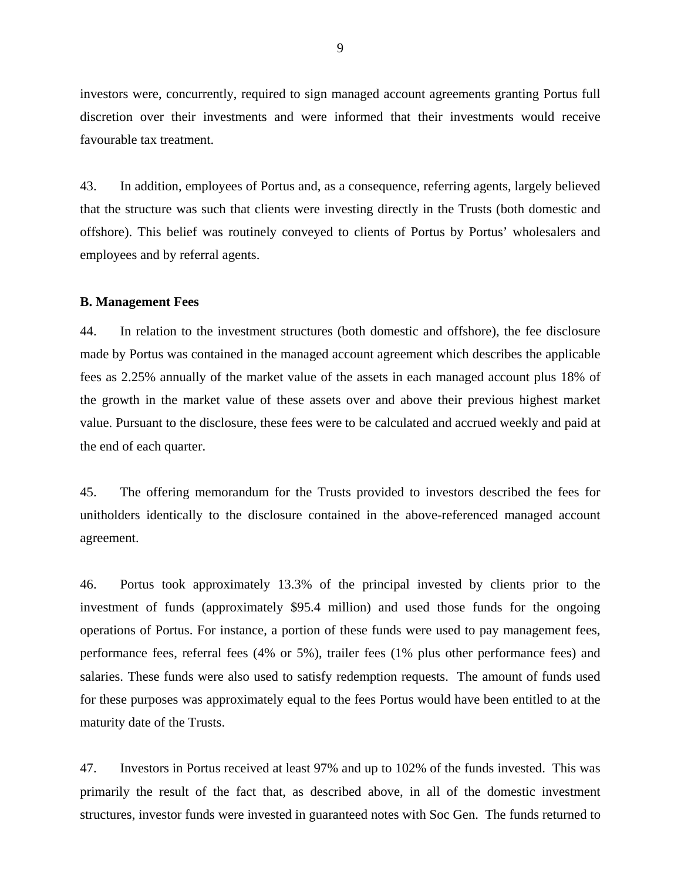investors were, concurrently, required to sign managed account agreements granting Portus full discretion over their investments and were informed that their investments would receive favourable tax treatment.

43. In addition, employees of Portus and, as a consequence, referring agents, largely believed that the structure was such that clients were investing directly in the Trusts (both domestic and offshore). This belief was routinely conveyed to clients of Portus by Portus' wholesalers and employees and by referral agents.

**B. Management Fees**

44. In relation to the investment structures (both domestic and offshore), the fee disclosure made by Portus was contained in the managed account agreement which describes the applicable fees as 2.25% annually of the market value of the assets in each managed account plus 18% of the growth in the market value of these assets over and above their previous highest market value. Pursuant to the disclosure, these fees were to be calculated and accrued weekly and paid at the end of each quarter.

45. The offering memorandum for the Trusts provided to investors described the fees for unitholders identically to the disclosure contained in the above-referenced managed account agreement.

46. Portus took approximately 13.3% of the principal invested by clients prior to the investment of funds (approximately $95.4 million) and used those funds for the ongoing operations of Portus. For instance, a portion of these funds were used to pay management fees, performance fees, referral fees (4% or 5%), trailer fees (1% plus other performance fees) and salaries. These funds were also used to satisfy redemption requests. The amount of funds used for these purposes was approximately equal to the fees Portus would have been entitled to at the maturity date of the Trusts.

47. Investors in Portus received at least 97% and up to 102% of the funds invested. This was primarily the result of the fact that, as described above, in all of the domestic investment structures, investor funds were invested in guaranteed notes with Soc Gen. The funds returned to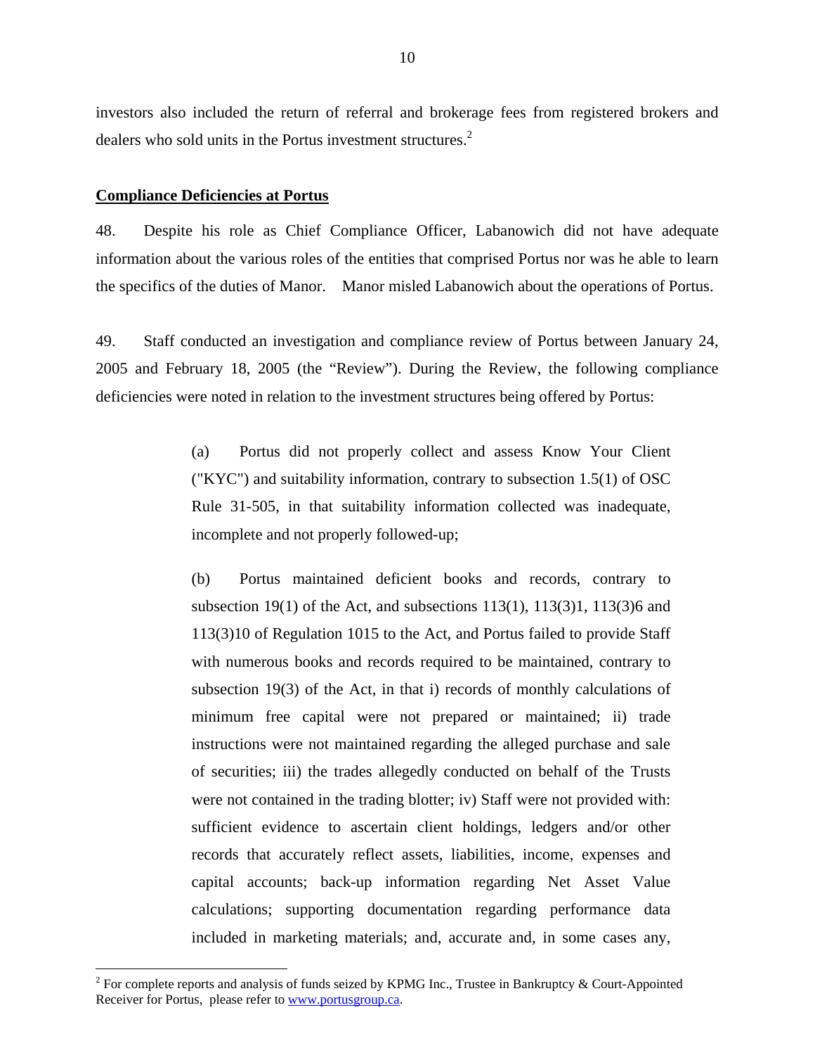investors also included the return of referral and brokerage fees from registered brokers and dealers who sold units in the Portus investment structures.[2]

**Compliance Deficiencies at Portus**

48. Despite his role as Chief Compliance Officer, Labanowich did not have adequate information about the various roles of the entities that comprised Portus nor was he able to learn the specifics of the duties of Manor. Manor misled Labanowich about the operations of Portus.

49. Staff conducted an investigation and compliance review of Portus between January 24, 2005 and February 18, 2005 (the "Review"). During the Review, the following compliance deficiencies were noted in relation to the investment structures being offered by Portus:

> (a) Portus did not properly collect and assess Know Your Client ("KYC") and suitability information, contrary to subsection 1.5(1) of OSC Rule 31-505, in that suitability information collected was inadequate, incomplete and not properly followed-up;
>
> (b) Portus maintained deficient books and records, contrary to subsection 19(1) of the Act, and subsections 113(1), 113(3)1, 113(3)6 and 113(3)10 of Regulation 1015 to the Act, and Portus failed to provide Staff with numerous books and records required to be maintained, contrary to subsection 19(3) of the Act, in that i) records of monthly calculations of minimum free capital were not prepared or maintained; ii) trade instructions were not maintained regarding the alleged purchase and sale of securities; iii) the trades allegedly conducted on behalf of the Trusts were not contained in the trading blotter; iv) Staff were not provided with: sufficient evidence to ascertain client holdings, ledgers and/or other records that accurately reflect assets, liabilities, income, expenses and capital accounts; back-up information regarding Net Asset Value calculations; supporting documentation regarding performance data included in marketing materials; and, accurate and, in some cases any,

[2] For complete reports and analysis of funds seized by KPMG Inc., Trustee in Bankruptcy & Court-Appointed Receiver for Portus, please refer to www.portusgroup.ca.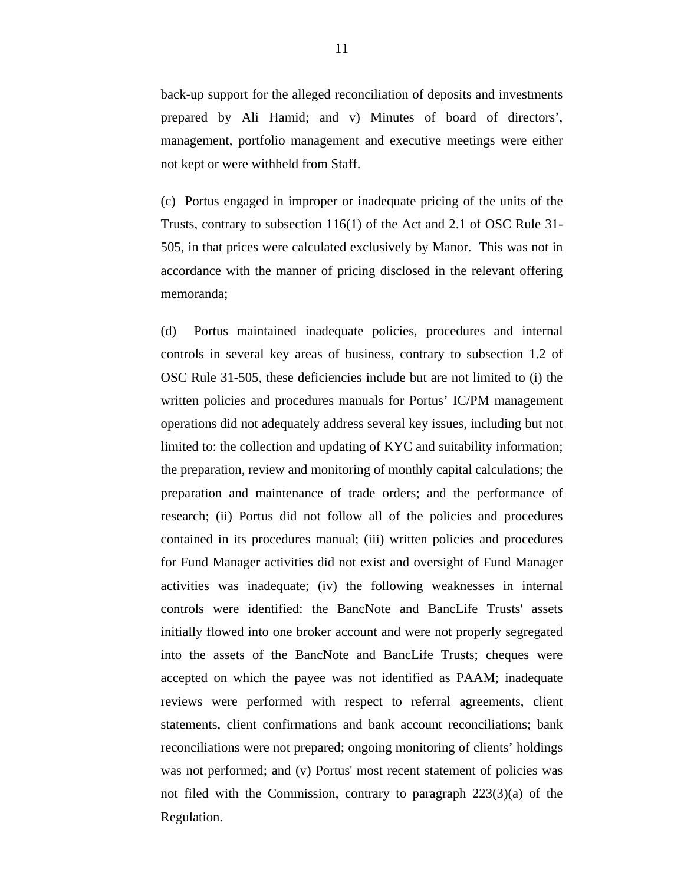back-up support for the alleged reconciliation of deposits and investments prepared by Ali Hamid; and v) Minutes of board of directors', management, portfolio management and executive meetings were either not kept or were withheld from Staff.

(c) Portus engaged in improper or inadequate pricing of the units of the Trusts, contrary to subsection 116(1) of the Act and 2.1 of OSC Rule 31-505, in that prices were calculated exclusively by Manor. This was not in accordance with the manner of pricing disclosed in the relevant offering memoranda;

(d) Portus maintained inadequate policies, procedures and internal controls in several key areas of business, contrary to subsection 1.2 of OSC Rule 31-505, these deficiencies include but are not limited to (i) the written policies and procedures manuals for Portus' IC/PM management operations did not adequately address several key issues, including but not limited to: the collection and updating of KYC and suitability information; the preparation, review and monitoring of monthly capital calculations; the preparation and maintenance of trade orders; and the performance of research; (ii) Portus did not follow all of the policies and procedures contained in its procedures manual; (iii) written policies and procedures for Fund Manager activities did not exist and oversight of Fund Manager activities was inadequate; (iv) the following weaknesses in internal controls were identified: the BancNote and BancLife Trusts' assets initially flowed into one broker account and were not properly segregated into the assets of the BancNote and BancLife Trusts; cheques were accepted on which the payee was not identified as PAAM; inadequate reviews were performed with respect to referral agreements, client statements, client confirmations and bank account reconciliations; bank reconciliations were not prepared; ongoing monitoring of clients' holdings was not performed; and (v) Portus' most recent statement of policies was not filed with the Commission, contrary to paragraph 223(3)(a) of the Regulation.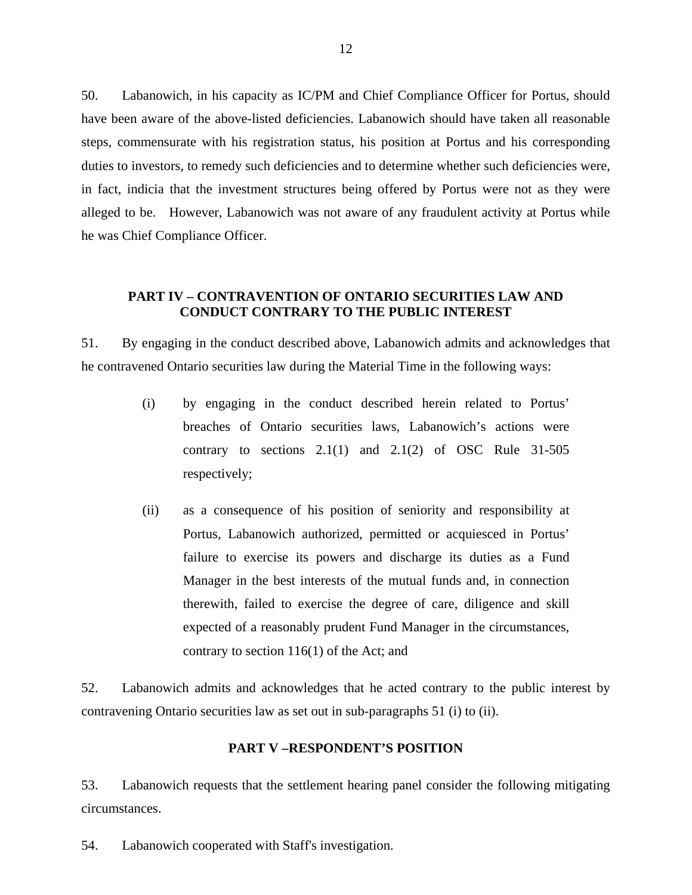50. Labanowich, in his capacity as IC/PM and Chief Compliance Officer for Portus, should have been aware of the above-listed deficiencies. Labanowich should have taken all reasonable steps, commensurate with his registration status, his position at Portus and his corresponding duties to investors, to remedy such deficiencies and to determine whether such deficiencies were, in fact, indicia that the investment structures being offered by Portus were not as they were alleged to be. However, Labanowich was not aware of any fraudulent activity at Portus while he was Chief Compliance Officer.

## PART IV – CONTRAVENTION OF ONTARIO SECURITIES LAW AND CONDUCT CONTRARY TO THE PUBLIC INTEREST

51. By engaging in the conduct described above, Labanowich admits and acknowledges that he contravened Ontario securities law during the Material Time in the following ways:

> (i) by engaging in the conduct described herein related to Portus' breaches of Ontario securities laws, Labanowich's actions were contrary to sections 2.1(1) and 2.1(2) of OSC Rule 31-505 respectively;
>
> (ii) as a consequence of his position of seniority and responsibility at Portus, Labanowich authorized, permitted or acquiesced in Portus' failure to exercise its powers and discharge its duties as a Fund Manager in the best interests of the mutual funds and, in connection therewith, failed to exercise the degree of care, diligence and skill expected of a reasonably prudent Fund Manager in the circumstances, contrary to section 116(1) of the Act; and

52. Labanowich admits and acknowledges that he acted contrary to the public interest by contravening Ontario securities law as set out in sub-paragraphs 51 (i) to (ii).

## PART V –RESPONDENT'S POSITION

53. Labanowich requests that the settlement hearing panel consider the following mitigating circumstances.

54. Labanowich cooperated with Staff's investigation.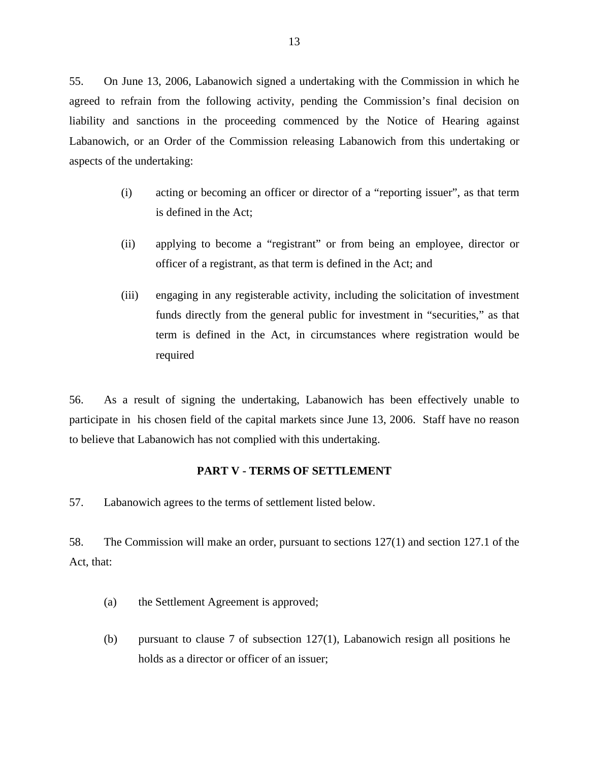55. On June 13, 2006, Labanowich signed a undertaking with the Commission in which he agreed to refrain from the following activity, pending the Commission's final decision on liability and sanctions in the proceeding commenced by the Notice of Hearing against Labanowich, or an Order of the Commission releasing Labanowich from this undertaking or aspects of the undertaking:

> (i) acting or becoming an officer or director of a "reporting issuer", as that term is defined in the Act;
>
> (ii) applying to become a "registrant" or from being an employee, director or officer of a registrant, as that term is defined in the Act; and
>
> (iii) engaging in any registerable activity, including the solicitation of investment funds directly from the general public for investment in "securities," as that term is defined in the Act, in circumstances where registration would be required

56. As a result of signing the undertaking, Labanowich has been effectively unable to participate in his chosen field of the capital markets since June 13, 2006. Staff have no reason to believe that Labanowich has not complied with this undertaking.

## PART V - TERMS OF SETTLEMENT

57. Labanowich agrees to the terms of settlement listed below.

58. The Commission will make an order, pursuant to sections 127(1) and section 127.1 of the Act, that:

> (a) the Settlement Agreement is approved;
>
> (b) pursuant to clause 7 of subsection 127(1), Labanowich resign all positions he holds as a director or officer of an issuer;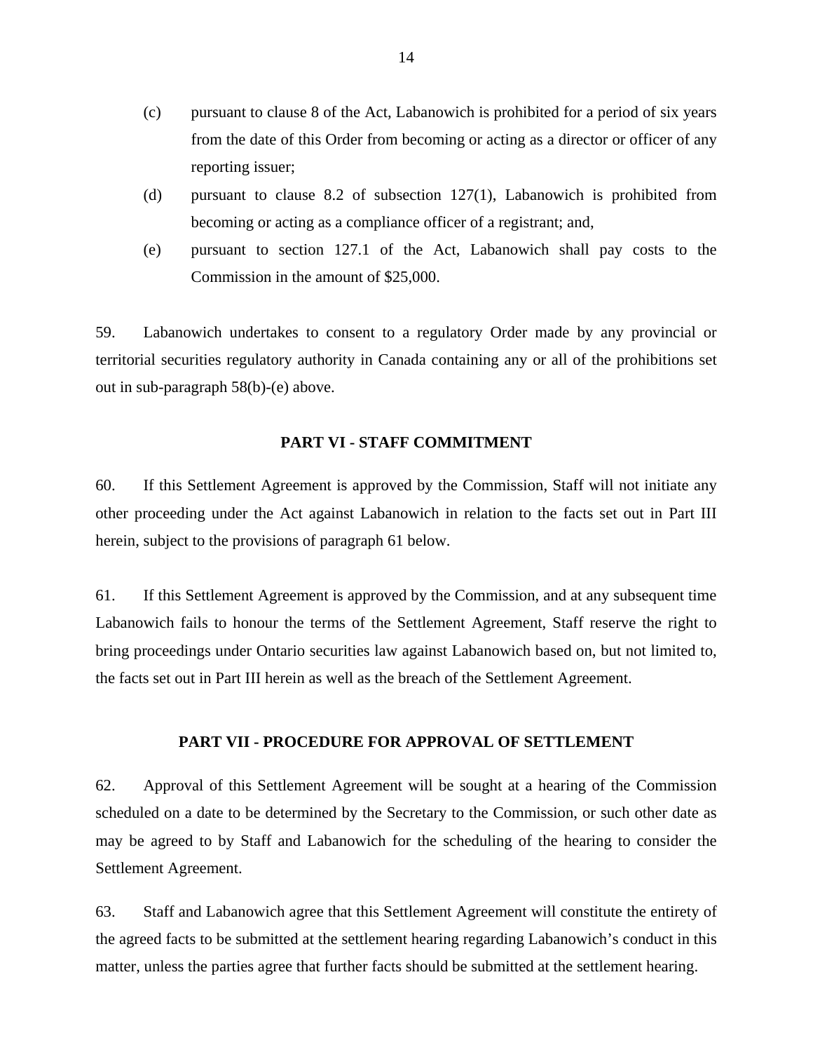(c) pursuant to clause 8 of the Act, Labanowich is prohibited for a period of six years from the date of this Order from becoming or acting as a director or officer of any reporting issuer;

(d) pursuant to clause 8.2 of subsection 127(1), Labanowich is prohibited from becoming or acting as a compliance officer of a registrant; and,

(e) pursuant to section 127.1 of the Act, Labanowich shall pay costs to the Commission in the amount of $25,000.

59. Labanowich undertakes to consent to a regulatory Order made by any provincial or territorial securities regulatory authority in Canada containing any or all of the prohibitions set out in sub-paragraph 58(b)-(e) above.

## PART VI - STAFF COMMITMENT

60. If this Settlement Agreement is approved by the Commission, Staff will not initiate any other proceeding under the Act against Labanowich in relation to the facts set out in Part III herein, subject to the provisions of paragraph 61 below.

61. If this Settlement Agreement is approved by the Commission, and at any subsequent time Labanowich fails to honour the terms of the Settlement Agreement, Staff reserve the right to bring proceedings under Ontario securities law against Labanowich based on, but not limited to, the facts set out in Part III herein as well as the breach of the Settlement Agreement.

## PART VII - PROCEDURE FOR APPROVAL OF SETTLEMENT

62. Approval of this Settlement Agreement will be sought at a hearing of the Commission scheduled on a date to be determined by the Secretary to the Commission, or such other date as may be agreed to by Staff and Labanowich for the scheduling of the hearing to consider the Settlement Agreement.

63. Staff and Labanowich agree that this Settlement Agreement will constitute the entirety of the agreed facts to be submitted at the settlement hearing regarding Labanowich's conduct in this matter, unless the parties agree that further facts should be submitted at the settlement hearing.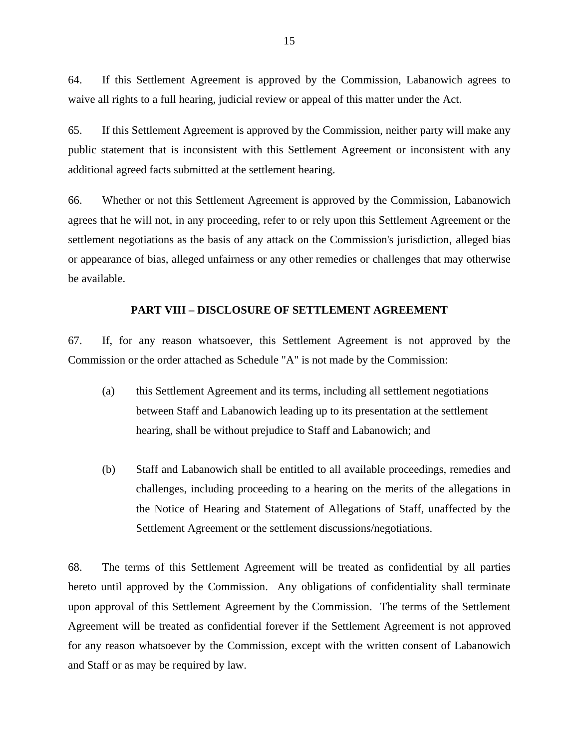64. If this Settlement Agreement is approved by the Commission, Labanowich agrees to waive all rights to a full hearing, judicial review or appeal of this matter under the Act.

65. If this Settlement Agreement is approved by the Commission, neither party will make any public statement that is inconsistent with this Settlement Agreement or inconsistent with any additional agreed facts submitted at the settlement hearing.

66. Whether or not this Settlement Agreement is approved by the Commission, Labanowich agrees that he will not, in any proceeding, refer to or rely upon this Settlement Agreement or the settlement negotiations as the basis of any attack on the Commission's jurisdiction, alleged bias or appearance of bias, alleged unfairness or any other remedies or challenges that may otherwise be available.

## PART VIII – DISCLOSURE OF SETTLEMENT AGREEMENT

67. If, for any reason whatsoever, this Settlement Agreement is not approved by the Commission or the order attached as Schedule "A" is not made by the Commission:

(a) this Settlement Agreement and its terms, including all settlement negotiations between Staff and Labanowich leading up to its presentation at the settlement hearing, shall be without prejudice to Staff and Labanowich; and

(b) Staff and Labanowich shall be entitled to all available proceedings, remedies and challenges, including proceeding to a hearing on the merits of the allegations in the Notice of Hearing and Statement of Allegations of Staff, unaffected by the Settlement Agreement or the settlement discussions/negotiations.

68. The terms of this Settlement Agreement will be treated as confidential by all parties hereto until approved by the Commission. Any obligations of confidentiality shall terminate upon approval of this Settlement Agreement by the Commission. The terms of the Settlement Agreement will be treated as confidential forever if the Settlement Agreement is not approved for any reason whatsoever by the Commission, except with the written consent of Labanowich and Staff or as may be required by law.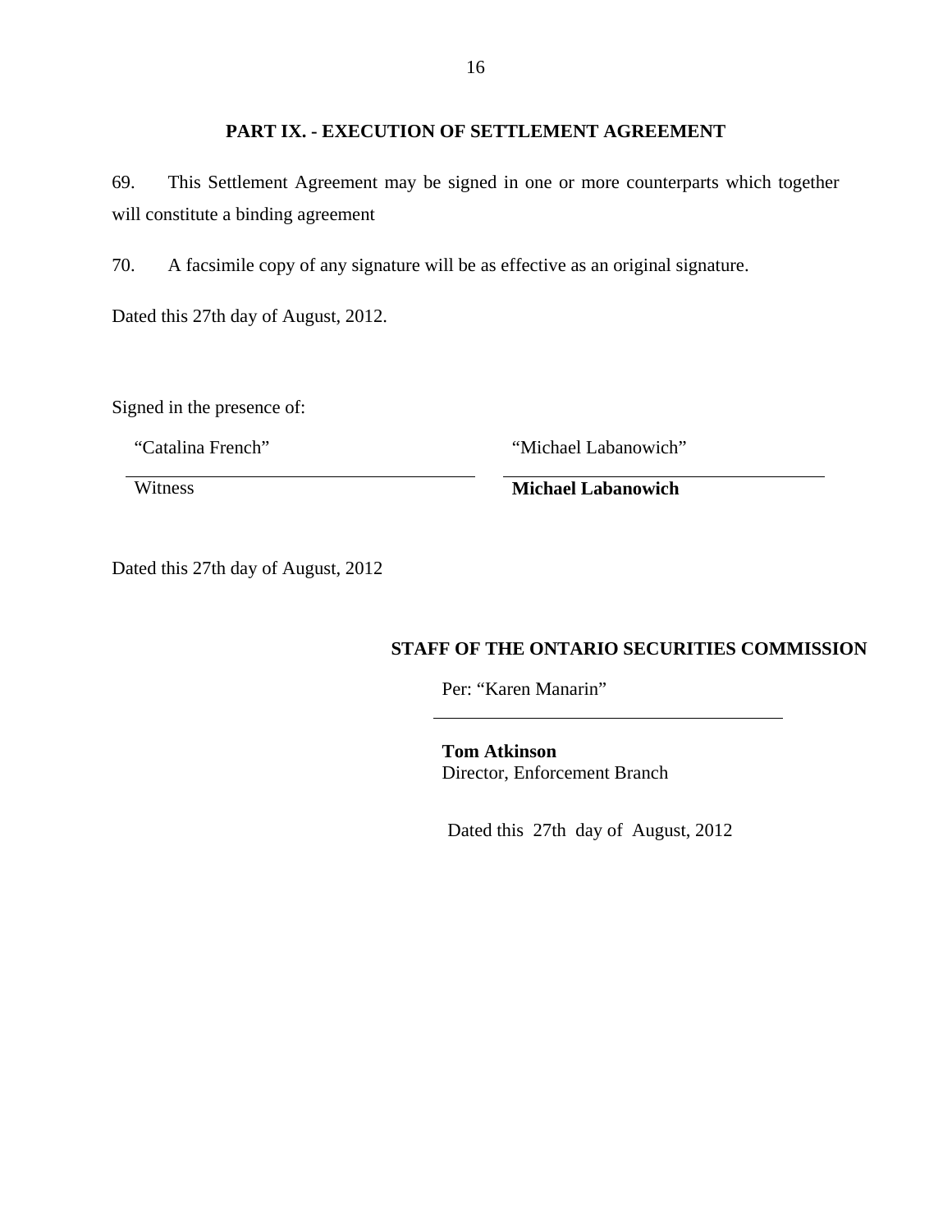## PART IX. - EXECUTION OF SETTLEMENT AGREEMENT

69. This Settlement Agreement may be signed in one or more counterparts which together will constitute a binding agreement

70. A facsimile copy of any signature will be as effective as an original signature.

Dated this 27th day of August, 2012.

Signed in the presence of:

| “Catalina French” | “Michael Labanowich” |
| --- | --- |
| Witness | **Michael Labanowich** |

Dated this 27th day of August, 2012

**STAFF OF THE ONTARIO SECURITIES COMMISSION**

Per: “Karen Manarin”

**Tom Atkinson**
Director, Enforcement Branch

Dated this 27th day of August, 2012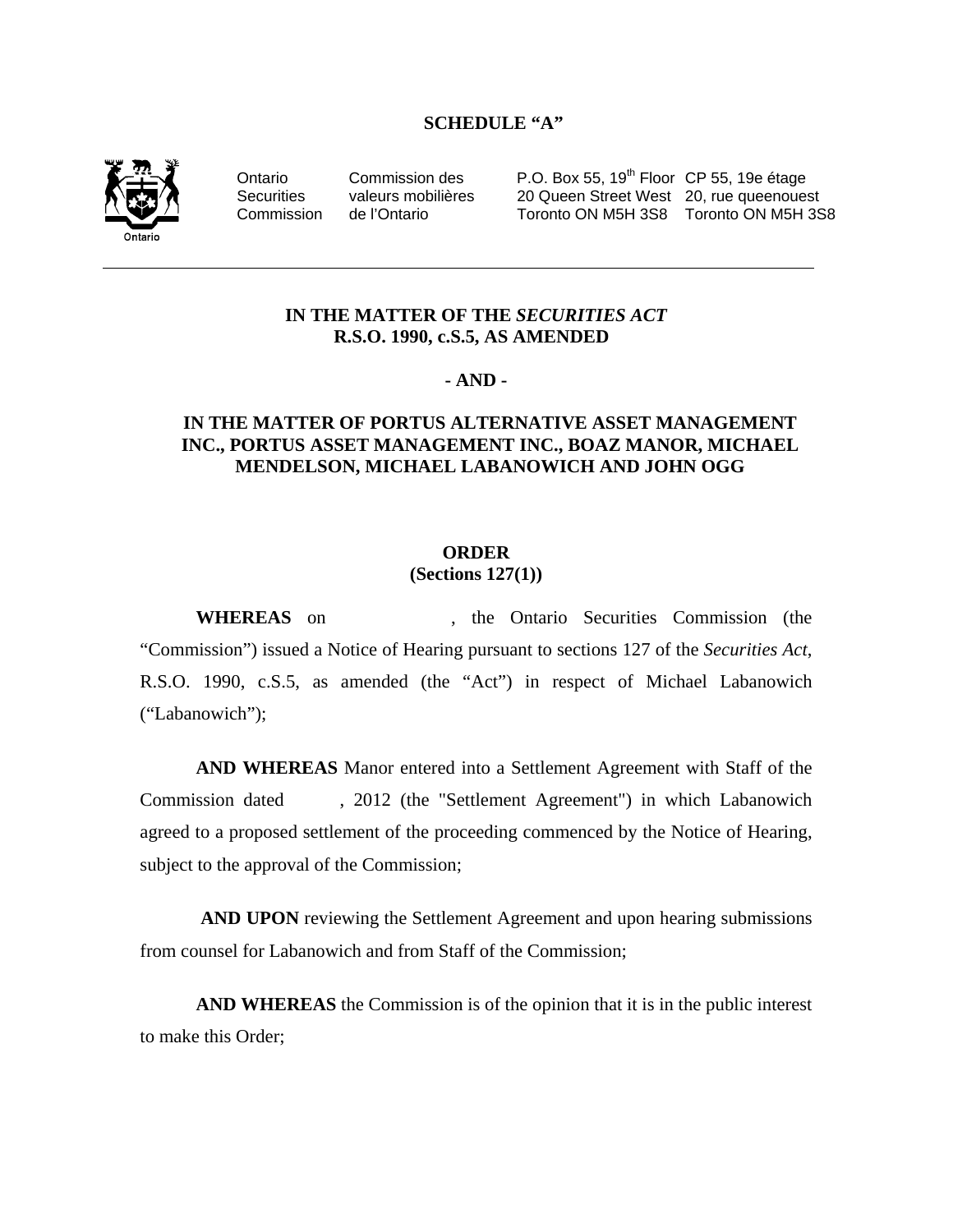**SCHEDULE "A"**

Ontario Securities Commission | Commission des valeurs mobilières de l'Ontario | P.O. Box 55, 19th Floor 20 Queen Street West Toronto ON M5H 3S8 | CP 55, 19e étage 20, rue queenouest Toronto ON M5H 3S8

---

**IN THE MATTER OF THE *SECURITIES ACT* R.S.O. 1990, c.S.5, AS AMENDED**

**- AND -**

**IN THE MATTER OF PORTUS ALTERNATIVE ASSET MANAGEMENT INC., PORTUS ASSET MANAGEMENT INC., BOAZ MANOR, MICHAEL MENDELSON, MICHAEL LABANOWICH AND JOHN OGG**

**ORDER**
**(Sections 127(1))**

**WHEREAS** on , the Ontario Securities Commission (the "Commission") issued a Notice of Hearing pursuant to sections 127 of the *Securities Act*, R.S.O. 1990, c.S.5, as amended (the "Act") in respect of Michael Labanowich ("Labanowich");

**AND WHEREAS** Manor entered into a Settlement Agreement with Staff of the Commission dated , 2012 (the "Settlement Agreement") in which Labanowich agreed to a proposed settlement of the proceeding commenced by the Notice of Hearing, subject to the approval of the Commission;

**AND UPON** reviewing the Settlement Agreement and upon hearing submissions from counsel for Labanowich and from Staff of the Commission;

**AND WHEREAS** the Commission is of the opinion that it is in the public interest to make this Order;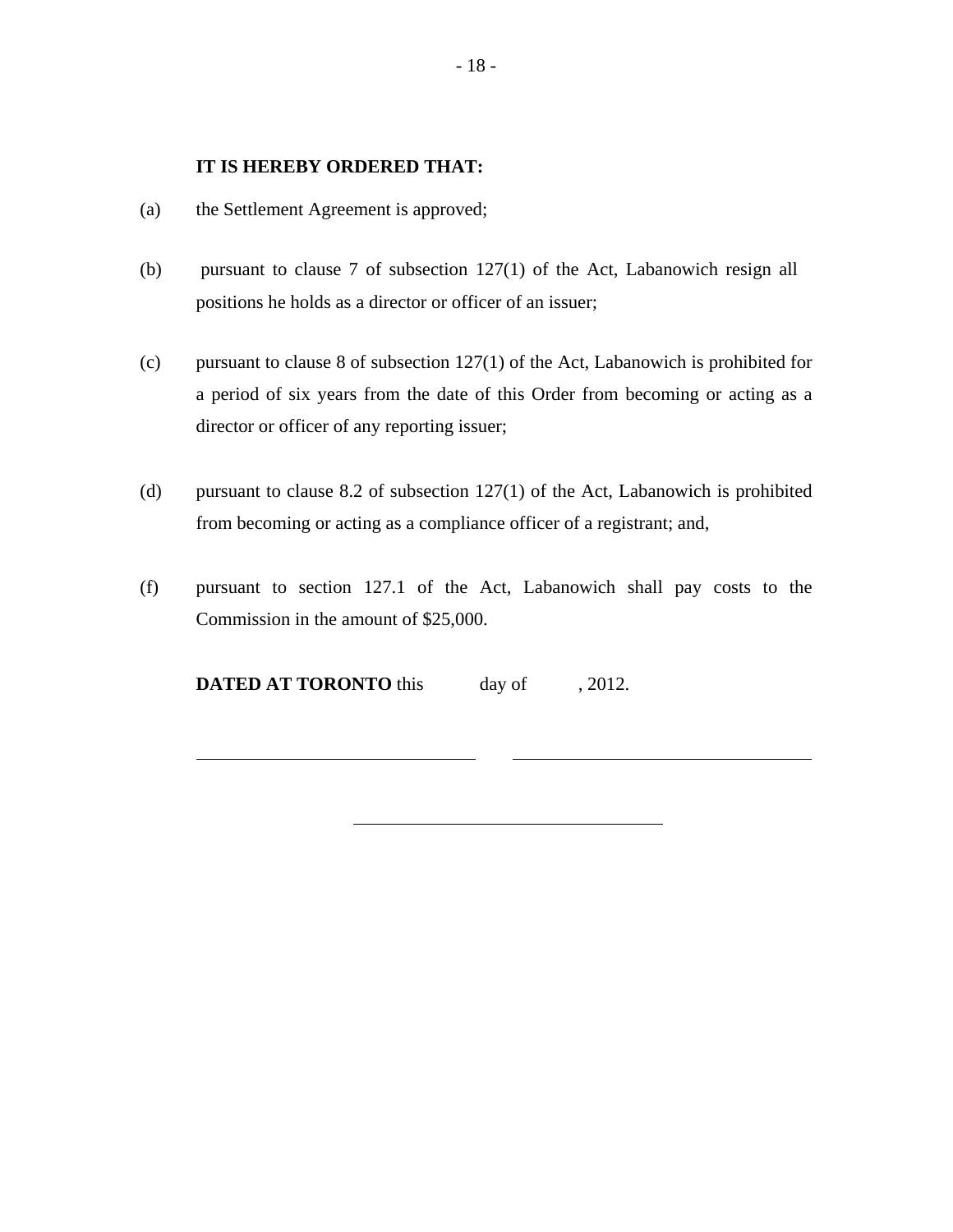**IT IS HEREBY ORDERED THAT:**

(a) the Settlement Agreement is approved;

(b) pursuant to clause 7 of subsection 127(1) of the Act, Labanowich resign all positions he holds as a director or officer of an issuer;

(c) pursuant to clause 8 of subsection 127(1) of the Act, Labanowich is prohibited for a period of six years from the date of this Order from becoming or acting as a director or officer of any reporting issuer;

(d) pursuant to clause 8.2 of subsection 127(1) of the Act, Labanowich is prohibited from becoming or acting as a compliance officer of a registrant; and,

(f) pursuant to section 127.1 of the Act, Labanowich shall pay costs to the Commission in the amount of $25,000.

**DATED AT TORONTO** this day of , 2012.

\_\_\_\_\_\_\_\_\_\_\_\_\_\_\_\_\_\_\_\_\_\_\_\_\_\_\_\_ \_\_\_\_\_\_\_\_\_\_\_\_\_\_\_\_\_\_\_\_\_\_\_\_\_\_\_\_

\_\_\_\_\_\_\_\_\_\_\_\_\_\_\_\_\_\_\_\_\_\_\_\_\_\_\_\_